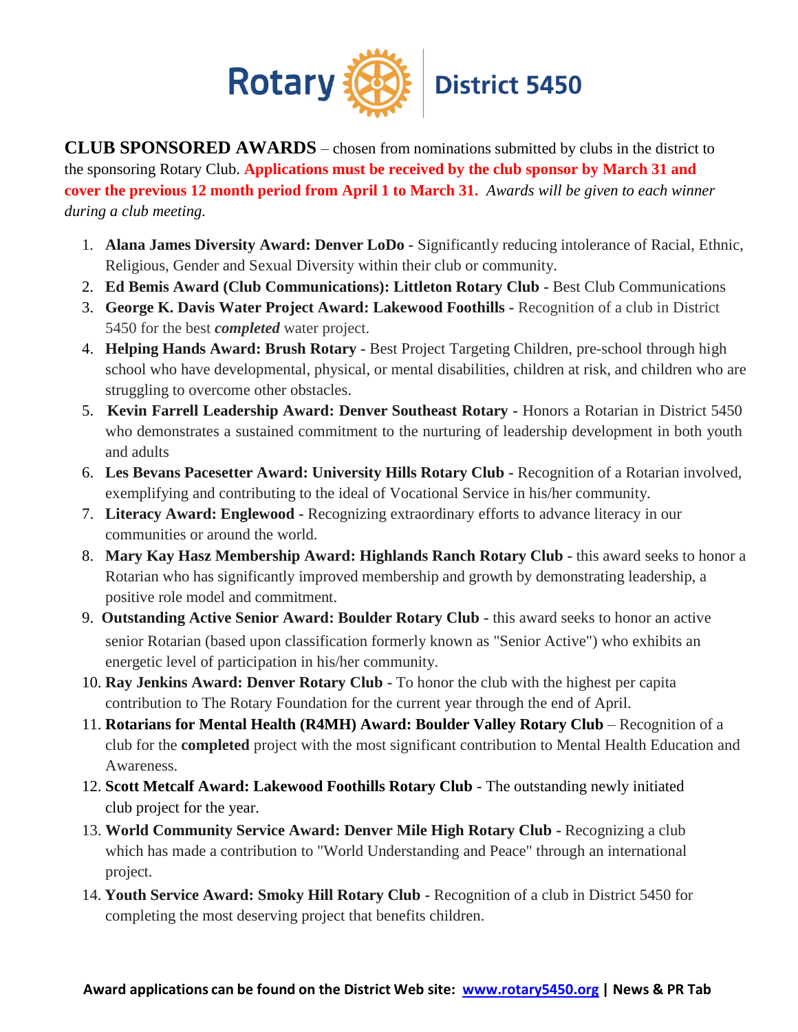Rotary District 5450

**CLUB SPONSORED AWARDS** – chosen from nominations submitted by clubs in the district to the sponsoring Rotary Club. **Applications must be received by the club sponsor by March 31 and cover the previous 12 month period from April 1 to March 31.** *Awards will be given to each winner during a club meeting.*

1. **Alana James Diversity Award: Denver LoDo -** Significantly reducing intolerance of Racial, Ethnic, Religious, Gender and Sexual Diversity within their club or community.
2. **Ed Bemis Award (Club Communications): Littleton Rotary Club -** Best Club Communications
3. **George K. Davis Water Project Award: Lakewood Foothills -** Recognition of a club in District 5450 for the best ***completed*** water project.
4. **Helping Hands Award: Brush Rotary -** Best Project Targeting Children, pre-school through high school who have developmental, physical, or mental disabilities, children at risk, and children who are struggling to overcome other obstacles.
5. **Kevin Farrell Leadership Award: Denver Southeast Rotary -** Honors a Rotarian in District 5450 who demonstrates a sustained commitment to the nurturing of leadership development in both youth and adults
6. **Les Bevans Pacesetter Award: University Hills Rotary Club -** Recognition of a Rotarian involved, exemplifying and contributing to the ideal of Vocational Service in his/her community.
7. **Literacy Award: Englewood -** Recognizing extraordinary efforts to advance literacy in our communities or around the world.
8. **Mary Kay Hasz Membership Award: Highlands Ranch Rotary Club -** this award seeks to honor a Rotarian who has significantly improved membership and growth by demonstrating leadership, a positive role model and commitment.
9. **Outstanding Active Senior Award: Boulder Rotary Club -** this award seeks to honor an active senior Rotarian (based upon classification formerly known as "Senior Active") who exhibits an energetic level of participation in his/her community.
10. **Ray Jenkins Award: Denver Rotary Club -** To honor the club with the highest per capita contribution to The Rotary Foundation for the current year through the end of April.
11. **Rotarians for Mental Health (R4MH) Award: Boulder Valley Rotary Club** – Recognition of a club for the **completed** project with the most significant contribution to Mental Health Education and Awareness.
12. **Scott Metcalf Award: Lakewood Foothills Rotary Club** - The outstanding newly initiated club project for the year.
13. **World Community Service Award: Denver Mile High Rotary Club -** Recognizing a club which has made a contribution to "World Understanding and Peace" through an international project.
14. **Youth Service Award: Smoky Hill Rotary Club -** Recognition of a club in District 5450 for completing the most deserving project that benefits children.

**Award applications can be found on the District Web site: [www.rotary5450.org](http://www.rotary5450.org) | News & PR Tab**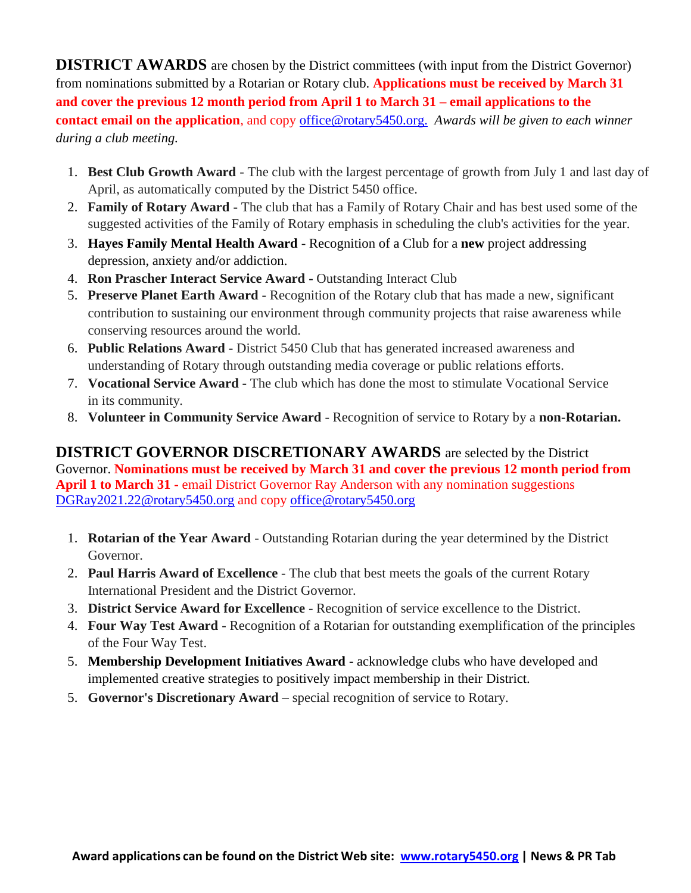**DISTRICT AWARDS** are chosen by the District committees (with input from the District Governor) from nominations submitted by a Rotarian or Rotary club. **Applications must be received by March 31 and cover the previous 12 month period from April 1 to March 31 – email applications to the contact email on the application**, and copy office@rotary5450.org. *Awards will be given to each winner during a club meeting.*

1. **Best Club Growth Award** - The club with the largest percentage of growth from July 1 and last day of April, as automatically computed by the District 5450 office.
2. **Family of Rotary Award -** The club that has a Family of Rotary Chair and has best used some of the suggested activities of the Family of Rotary emphasis in scheduling the club's activities for the year.
3. **Hayes Family Mental Health Award** - Recognition of a Club for a **new** project addressing depression, anxiety and/or addiction.
4. **Ron Prascher Interact Service Award -** Outstanding Interact Club
5. **Preserve Planet Earth Award -** Recognition of the Rotary club that has made a new, significant contribution to sustaining our environment through community projects that raise awareness while conserving resources around the world.
6. **Public Relations Award -** District 5450 Club that has generated increased awareness and understanding of Rotary through outstanding media coverage or public relations efforts.
7. **Vocational Service Award -** The club which has done the most to stimulate Vocational Service in its community.
8. **Volunteer in Community Service Award** - Recognition of service to Rotary by a **non-Rotarian.**

**DISTRICT GOVERNOR DISCRETIONARY AWARDS** are selected by the District Governor. **Nominations must be received by March 31 and cover the previous 12 month period from April 1 to March 31 -** email District Governor Ray Anderson with any nomination suggestions DGRay2021.22@rotary5450.org and copy office@rotary5450.org

1. **Rotarian of the Year Award** - Outstanding Rotarian during the year determined by the District Governor.
2. **Paul Harris Award of Excellence** - The club that best meets the goals of the current Rotary International President and the District Governor.
3. **District Service Award for Excellence** - Recognition of service excellence to the District.
4. **Four Way Test Award** - Recognition of a Rotarian for outstanding exemplification of the principles of the Four Way Test.
5. **Membership Development Initiatives Award -** acknowledge clubs who have developed and implemented creative strategies to positively impact membership in their District.
5. **Governor's Discretionary Award** – special recognition of service to Rotary.

**Award applications can be found on the District Web site: www.rotary5450.org | News & PR Tab**